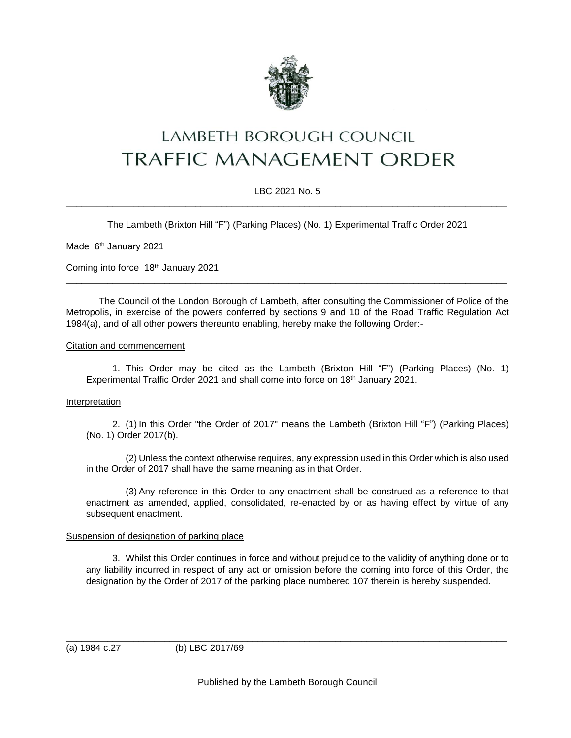# LAMBETH BOROUGH COUNCIL

# TRAFFIC MANAGEMENT ORDER

LBC 2021 No. 5

---

The Lambeth (Brixton Hill "F") (Parking Places) (No. 1) Experimental Traffic Order 2021

Made 6th January 2021

Coming into force 18th January 2021

---

The Council of the London Borough of Lambeth, after consulting the Commissioner of Police of the Metropolis, in exercise of the powers conferred by sections 9 and 10 of the Road Traffic Regulation Act 1984(a), and of all other powers thereunto enabling, hereby make the following Order:-

Citation and commencement

1. This Order may be cited as the Lambeth (Brixton Hill "F") (Parking Places) (No. 1) Experimental Traffic Order 2021 and shall come into force on 18th January 2021.

Interpretation

2. (1) In this Order "the Order of 2017" means the Lambeth (Brixton Hill "F") (Parking Places) (No. 1) Order 2017(b).

(2) Unless the context otherwise requires, any expression used in this Order which is also used in the Order of 2017 shall have the same meaning as in that Order.

(3) Any reference in this Order to any enactment shall be construed as a reference to that enactment as amended, applied, consolidated, re-enacted by or as having effect by virtue of any subsequent enactment.

Suspension of designation of parking place

3. Whilst this Order continues in force and without prejudice to the validity of anything done or to any liability incurred in respect of any act or omission before the coming into force of this Order, the designation by the Order of 2017 of the parking place numbered 107 therein is hereby suspended.

---

(a) 1984 c.27 (b) LBC 2017/69

Published by the Lambeth Borough Council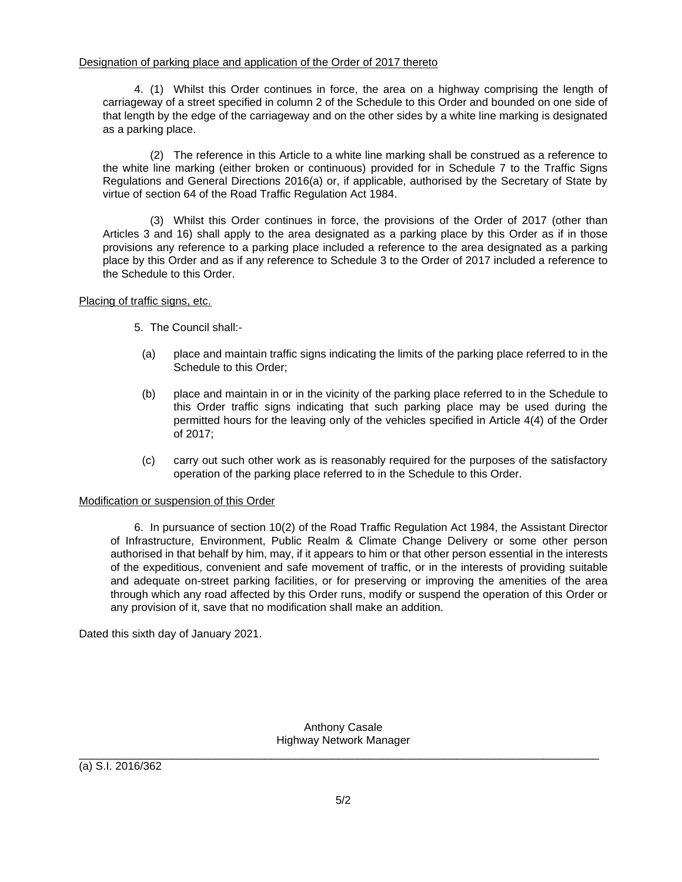Designation of parking place and application of the Order of 2017 thereto

4. (1) Whilst this Order continues in force, the area on a highway comprising the length of carriageway of a street specified in column 2 of the Schedule to this Order and bounded on one side of that length by the edge of the carriageway and on the other sides by a white line marking is designated as a parking place.

(2) The reference in this Article to a white line marking shall be construed as a reference to the white line marking (either broken or continuous) provided for in Schedule 7 to the Traffic Signs Regulations and General Directions 2016(a) or, if applicable, authorised by the Secretary of State by virtue of section 64 of the Road Traffic Regulation Act 1984.

(3) Whilst this Order continues in force, the provisions of the Order of 2017 (other than Articles 3 and 16) shall apply to the area designated as a parking place by this Order as if in those provisions any reference to a parking place included a reference to the area designated as a parking place by this Order and as if any reference to Schedule 3 to the Order of 2017 included a reference to the Schedule to this Order.

Placing of traffic signs, etc.

5. The Council shall:-

(a) place and maintain traffic signs indicating the limits of the parking place referred to in the Schedule to this Order;

(b) place and maintain in or in the vicinity of the parking place referred to in the Schedule to this Order traffic signs indicating that such parking place may be used during the permitted hours for the leaving only of the vehicles specified in Article 4(4) of the Order of 2017;

(c) carry out such other work as is reasonably required for the purposes of the satisfactory operation of the parking place referred to in the Schedule to this Order.

Modification or suspension of this Order

6. In pursuance of section 10(2) of the Road Traffic Regulation Act 1984, the Assistant Director of Infrastructure, Environment, Public Realm & Climate Change Delivery or some other person authorised in that behalf by him, may, if it appears to him or that other person essential in the interests of the expeditious, convenient and safe movement of traffic, or in the interests of providing suitable and adequate on-street parking facilities, or for preserving or improving the amenities of the area through which any road affected by this Order runs, modify or suspend the operation of this Order or any provision of it, save that no modification shall make an addition.

Dated this sixth day of January 2021.

Anthony Casale
Highway Network Manager

---

(a) S.I. 2016/362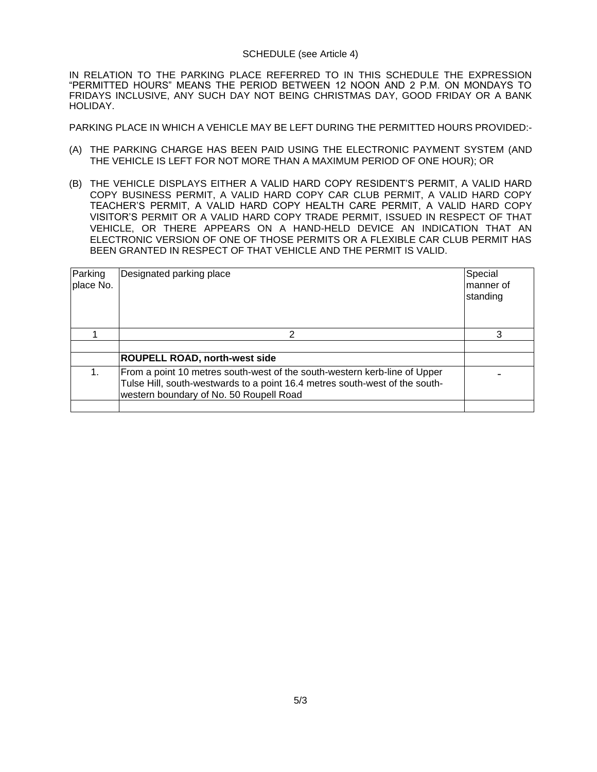SCHEDULE (see Article 4)

IN RELATION TO THE PARKING PLACE REFERRED TO IN THIS SCHEDULE THE EXPRESSION "PERMITTED HOURS" MEANS THE PERIOD BETWEEN 12 NOON AND 2 P.M. ON MONDAYS TO FRIDAYS INCLUSIVE, ANY SUCH DAY NOT BEING CHRISTMAS DAY, GOOD FRIDAY OR A BANK HOLIDAY.

PARKING PLACE IN WHICH A VEHICLE MAY BE LEFT DURING THE PERMITTED HOURS PROVIDED:-

(A) THE PARKING CHARGE HAS BEEN PAID USING THE ELECTRONIC PAYMENT SYSTEM (AND THE VEHICLE IS LEFT FOR NOT MORE THAN A MAXIMUM PERIOD OF ONE HOUR); OR

(B) THE VEHICLE DISPLAYS EITHER A VALID HARD COPY RESIDENT'S PERMIT, A VALID HARD COPY BUSINESS PERMIT, A VALID HARD COPY CAR CLUB PERMIT, A VALID HARD COPY TEACHER'S PERMIT, A VALID HARD COPY HEALTH CARE PERMIT, A VALID HARD COPY VISITOR'S PERMIT OR A VALID HARD COPY TRADE PERMIT, ISSUED IN RESPECT OF THAT VEHICLE, OR THERE APPEARS ON A HAND-HELD DEVICE AN INDICATION THAT AN ELECTRONIC VERSION OF ONE OF THOSE PERMITS OR A FLEXIBLE CAR CLUB PERMIT HAS BEEN GRANTED IN RESPECT OF THAT VEHICLE AND THE PERMIT IS VALID.

| Parking place No. | Designated parking place | Special manner of standing |
|---|---|---|
| 1 | 2 | 3 |
| | | |
| | **ROUPELL ROAD, north-west side** | |
| 1. | From a point 10 metres south-west of the south-western kerb-line of Upper Tulse Hill, south-westwards to a point 16.4 metres south-west of the south-western boundary of No. 50 Roupell Road | - |
| | | |